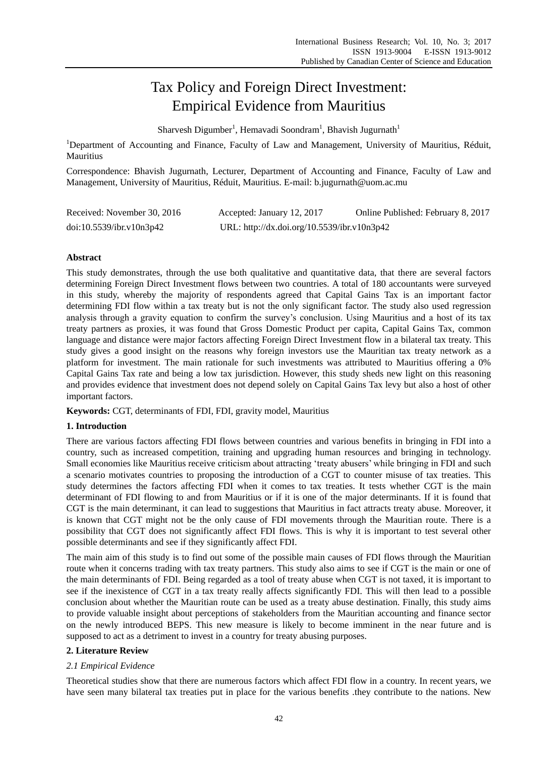# Tax Policy and Foreign Direct Investment: Empirical Evidence from Mauritius

Sharvesh Digumber[1], Hemavadi Soondram[1], Bhavish Jugurnath[1]

[1]Department of Accounting and Finance, Faculty of Law and Management, University of Mauritius, Réduit, Mauritius

Correspondence: Bhavish Jugurnath, Lecturer, Department of Accounting and Finance, Faculty of Law and Management, University of Mauritius, Réduit, Mauritius. E-mail: b.jugurnath@uom.ac.mu

Received: November 30, 2016 Accepted: January 12, 2017 Online Published: February 8, 2017

doi:10.5539/ibr.v10n3p42 URL: http://dx.doi.org/10.5539/ibr.v10n3p42

## Abstract

This study demonstrates, through the use both qualitative and quantitative data, that there are several factors determining Foreign Direct Investment flows between two countries. A total of 180 accountants were surveyed in this study, whereby the majority of respondents agreed that Capital Gains Tax is an important factor determining FDI flow within a tax treaty but is not the only significant factor. The study also used regression analysis through a gravity equation to confirm the survey's conclusion. Using Mauritius and a host of its tax treaty partners as proxies, it was found that Gross Domestic Product per capita, Capital Gains Tax, common language and distance were major factors affecting Foreign Direct Investment flow in a bilateral tax treaty. This study gives a good insight on the reasons why foreign investors use the Mauritian tax treaty network as a platform for investment. The main rationale for such investments was attributed to Mauritius offering a 0% Capital Gains Tax rate and being a low tax jurisdiction. However, this study sheds new light on this reasoning and provides evidence that investment does not depend solely on Capital Gains Tax levy but also a host of other important factors.

**Keywords:** CGT, determinants of FDI, FDI, gravity model, Mauritius

## 1. Introduction

There are various factors affecting FDI flows between countries and various benefits in bringing in FDI into a country, such as increased competition, training and upgrading human resources and bringing in technology. Small economies like Mauritius receive criticism about attracting 'treaty abusers' while bringing in FDI and such a scenario motivates countries to proposing the introduction of a CGT to counter misuse of tax treaties. This study determines the factors affecting FDI when it comes to tax treaties. It tests whether CGT is the main determinant of FDI flowing to and from Mauritius or if it is one of the major determinants. If it is found that CGT is the main determinant, it can lead to suggestions that Mauritius in fact attracts treaty abuse. Moreover, it is known that CGT might not be the only cause of FDI movements through the Mauritian route. There is a possibility that CGT does not significantly affect FDI flows. This is why it is important to test several other possible determinants and see if they significantly affect FDI.

The main aim of this study is to find out some of the possible main causes of FDI flows through the Mauritian route when it concerns trading with tax treaty partners. This study also aims to see if CGT is the main or one of the main determinants of FDI. Being regarded as a tool of treaty abuse when CGT is not taxed, it is important to see if the inexistence of CGT in a tax treaty really affects significantly FDI. This will then lead to a possible conclusion about whether the Mauritian route can be used as a treaty abuse destination. Finally, this study aims to provide valuable insight about perceptions of stakeholders from the Mauritian accounting and finance sector on the newly introduced BEPS. This new measure is likely to become imminent in the near future and is supposed to act as a detriment to invest in a country for treaty abusing purposes.

## 2. Literature Review

### 2.1 Empirical Evidence

Theoretical studies show that there are numerous factors which affect FDI flow in a country. In recent years, we have seen many bilateral tax treaties put in place for the various benefits .they contribute to the nations. New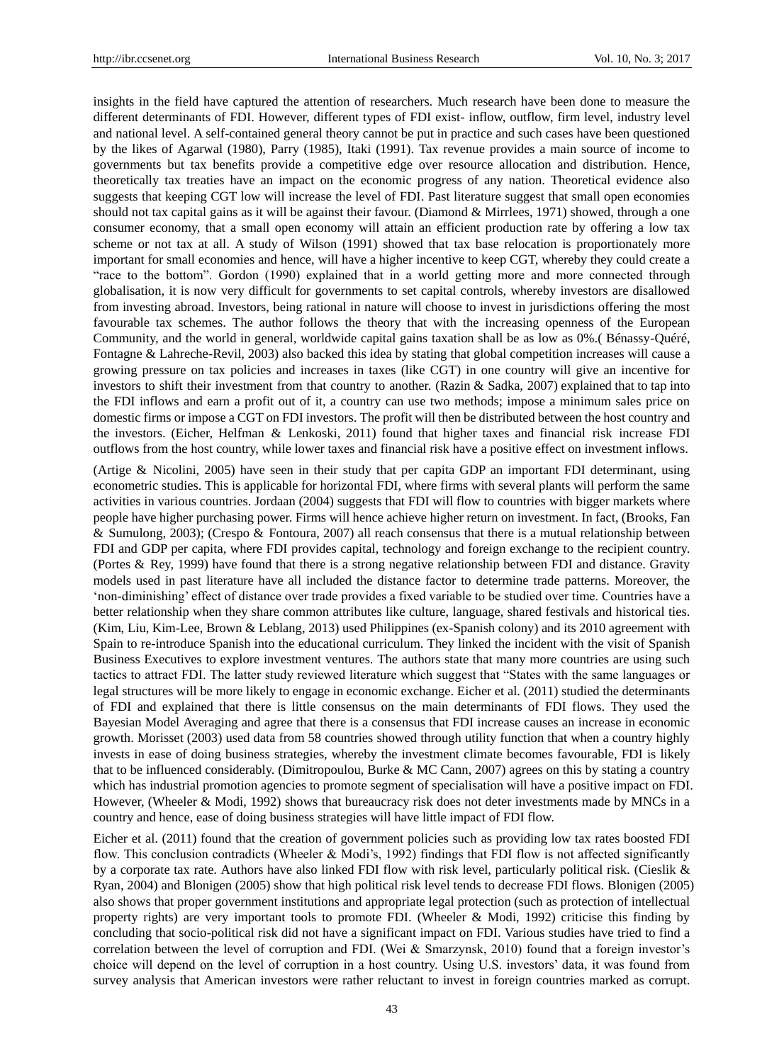insights in the field have captured the attention of researchers. Much research have been done to measure the different determinants of FDI. However, different types of FDI exist- inflow, outflow, firm level, industry level and national level. A self-contained general theory cannot be put in practice and such cases have been questioned by the likes of Agarwal (1980), Parry (1985), Itaki (1991). Tax revenue provides a main source of income to governments but tax benefits provide a competitive edge over resource allocation and distribution. Hence, theoretically tax treaties have an impact on the economic progress of any nation. Theoretical evidence also suggests that keeping CGT low will increase the level of FDI. Past literature suggest that small open economies should not tax capital gains as it will be against their favour. (Diamond & Mirrlees, 1971) showed, through a one consumer economy, that a small open economy will attain an efficient production rate by offering a low tax scheme or not tax at all. A study of Wilson (1991) showed that tax base relocation is proportionately more important for small economies and hence, will have a higher incentive to keep CGT, whereby they could create a "race to the bottom". Gordon (1990) explained that in a world getting more and more connected through globalisation, it is now very difficult for governments to set capital controls, whereby investors are disallowed from investing abroad. Investors, being rational in nature will choose to invest in jurisdictions offering the most favourable tax schemes. The author follows the theory that with the increasing openness of the European Community, and the world in general, worldwide capital gains taxation shall be as low as 0%.( Bénassy-Quéré, Fontagne & Lahreche-Revil, 2003) also backed this idea by stating that global competition increases will cause a growing pressure on tax policies and increases in taxes (like CGT) in one country will give an incentive for investors to shift their investment from that country to another. (Razin & Sadka, 2007) explained that to tap into the FDI inflows and earn a profit out of it, a country can use two methods; impose a minimum sales price on domestic firms or impose a CGT on FDI investors. The profit will then be distributed between the host country and the investors. (Eicher, Helfman & Lenkoski, 2011) found that higher taxes and financial risk increase FDI outflows from the host country, while lower taxes and financial risk have a positive effect on investment inflows.

(Artige & Nicolini, 2005) have seen in their study that per capita GDP an important FDI determinant, using econometric studies. This is applicable for horizontal FDI, where firms with several plants will perform the same activities in various countries. Jordaan (2004) suggests that FDI will flow to countries with bigger markets where people have higher purchasing power. Firms will hence achieve higher return on investment. In fact, (Brooks, Fan & Sumulong, 2003); (Crespo & Fontoura, 2007) all reach consensus that there is a mutual relationship between FDI and GDP per capita, where FDI provides capital, technology and foreign exchange to the recipient country. (Portes & Rey, 1999) have found that there is a strong negative relationship between FDI and distance. Gravity models used in past literature have all included the distance factor to determine trade patterns. Moreover, the 'non-diminishing' effect of distance over trade provides a fixed variable to be studied over time. Countries have a better relationship when they share common attributes like culture, language, shared festivals and historical ties. (Kim, Liu, Kim-Lee, Brown & Leblang, 2013) used Philippines (ex-Spanish colony) and its 2010 agreement with Spain to re-introduce Spanish into the educational curriculum. They linked the incident with the visit of Spanish Business Executives to explore investment ventures. The authors state that many more countries are using such tactics to attract FDI. The latter study reviewed literature which suggest that "States with the same languages or legal structures will be more likely to engage in economic exchange. Eicher et al. (2011) studied the determinants of FDI and explained that there is little consensus on the main determinants of FDI flows. They used the Bayesian Model Averaging and agree that there is a consensus that FDI increase causes an increase in economic growth. Morisset (2003) used data from 58 countries showed through utility function that when a country highly invests in ease of doing business strategies, whereby the investment climate becomes favourable, FDI is likely that to be influenced considerably. (Dimitropoulou, Burke & MC Cann, 2007) agrees on this by stating a country which has industrial promotion agencies to promote segment of specialisation will have a positive impact on FDI. However, (Wheeler & Modi, 1992) shows that bureaucracy risk does not deter investments made by MNCs in a country and hence, ease of doing business strategies will have little impact of FDI flow.

Eicher et al. (2011) found that the creation of government policies such as providing low tax rates boosted FDI flow. This conclusion contradicts (Wheeler & Modi's, 1992) findings that FDI flow is not affected significantly by a corporate tax rate. Authors have also linked FDI flow with risk level, particularly political risk. (Cieslik & Ryan, 2004) and Blonigen (2005) show that high political risk level tends to decrease FDI flows. Blonigen (2005) also shows that proper government institutions and appropriate legal protection (such as protection of intellectual property rights) are very important tools to promote FDI. (Wheeler & Modi, 1992) criticise this finding by concluding that socio-political risk did not have a significant impact on FDI. Various studies have tried to find a correlation between the level of corruption and FDI. (Wei & Smarzynsk, 2010) found that a foreign investor's choice will depend on the level of corruption in a host country. Using U.S. investors' data, it was found from survey analysis that American investors were rather reluctant to invest in foreign countries marked as corrupt.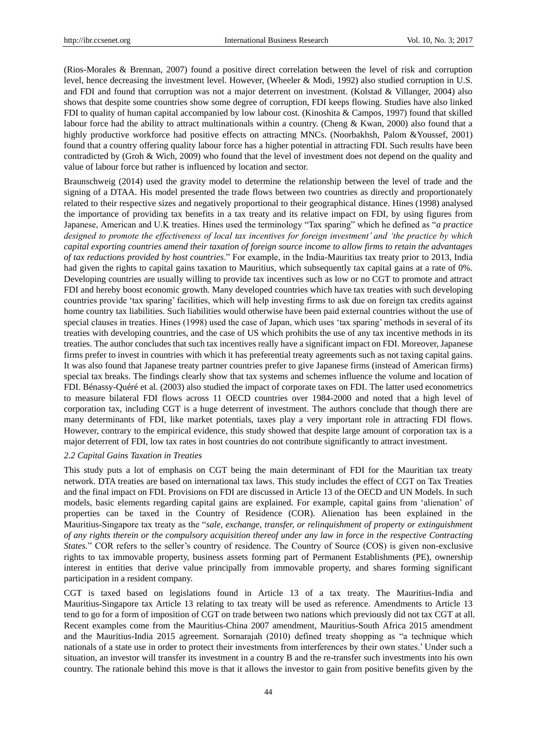(Rios-Morales & Brennan, 2007) found a positive direct correlation between the level of risk and corruption level, hence decreasing the investment level. However, (Wheeler & Modi, 1992) also studied corruption in U.S. and FDI and found that corruption was not a major deterrent on investment. (Kolstad & Villanger, 2004) also shows that despite some countries show some degree of corruption, FDI keeps flowing. Studies have also linked FDI to quality of human capital accompanied by low labour cost. (Kinoshita & Campos, 1997) found that skilled labour force had the ability to attract multinationals within a country. (Cheng & Kwan, 2000) also found that a highly productive workforce had positive effects on attracting MNCs. (Noorbakhsh, Palom &Youssef, 2001) found that a country offering quality labour force has a higher potential in attracting FDI. Such results have been contradicted by (Groh & Wich, 2009) who found that the level of investment does not depend on the quality and value of labour force but rather is influenced by location and sector.

Braunschweig (2014) used the gravity model to determine the relationship between the level of trade and the signing of a DTAA. His model presented the trade flows between two countries as directly and proportionately related to their respective sizes and negatively proportional to their geographical distance. Hines (1998) analysed the importance of providing tax benefits in a tax treaty and its relative impact on FDI, by using figures from Japanese, American and U.K treaties. Hines used the terminology "Tax sparing" which he defined as "*a practice designed to promote the effectiveness of local tax incentives for foreign investment' and 'the practice by which capital exporting countries amend their taxation of foreign source income to allow firms to retain the advantages of tax reductions provided by host countries*." For example, in the India-Mauritius tax treaty prior to 2013, India had given the rights to capital gains taxation to Mauritius, which subsequently tax capital gains at a rate of 0%. Developing countries are usually willing to provide tax incentives such as low or no CGT to promote and attract FDI and hereby boost economic growth. Many developed countries which have tax treaties with such developing countries provide 'tax sparing' facilities, which will help investing firms to ask due on foreign tax credits against home country tax liabilities. Such liabilities would otherwise have been paid external countries without the use of special clauses in treaties. Hines (1998) used the case of Japan, which uses 'tax sparing' methods in several of its treaties with developing countries, and the case of US which prohibits the use of any tax incentive methods in its treaties. The author concludes that such tax incentives really have a significant impact on FDI. Moreover, Japanese firms prefer to invest in countries with which it has preferential treaty agreements such as not taxing capital gains. It was also found that Japanese treaty partner countries prefer to give Japanese firms (instead of American firms) special tax breaks. The findings clearly show that tax systems and schemes influence the volume and location of FDI. Bénassy-Quéré et al. (2003) also studied the impact of corporate taxes on FDI. The latter used econometrics to measure bilateral FDI flows across 11 OECD countries over 1984-2000 and noted that a high level of corporation tax, including CGT is a huge deterrent of investment. The authors conclude that though there are many determinants of FDI, like market potentials, taxes play a very important role in attracting FDI flows. However, contrary to the empirical evidence, this study showed that despite large amount of corporation tax is a major deterrent of FDI, low tax rates in host countries do not contribute significantly to attract investment.

### *2.2 Capital Gains Taxation in Treaties*

This study puts a lot of emphasis on CGT being the main determinant of FDI for the Mauritian tax treaty network. DTA treaties are based on international tax laws. This study includes the effect of CGT on Tax Treaties and the final impact on FDI. Provisions on FDI are discussed in Article 13 of the OECD and UN Models. In such models, basic elements regarding capital gains are explained. For example, capital gains from 'alienation' of properties can be taxed in the Country of Residence (COR). Alienation has been explained in the Mauritius-Singapore tax treaty as the "*sale, exchange, transfer, or relinquishment of property or extinguishment of any rights therein or the compulsory acquisition thereof under any law in force in the respective Contracting States.*" COR refers to the seller's country of residence. The Country of Source (COS) is given non-exclusive rights to tax immovable property, business assets forming part of Permanent Establishments (PE), ownership interest in entities that derive value principally from immovable property, and shares forming significant participation in a resident company.

CGT is taxed based on legislations found in Article 13 of a tax treaty. The Mauritius-India and Mauritius-Singapore tax Article 13 relating to tax treaty will be used as reference. Amendments to Article 13 tend to go for a form of imposition of CGT on trade between two nations which previously did not tax CGT at all. Recent examples come from the Mauritius-China 2007 amendment, Mauritius-South Africa 2015 amendment and the Mauritius-India 2015 agreement. Sornarajah (2010) defined treaty shopping as "a technique which nationals of a state use in order to protect their investments from interferences by their own states.' Under such a situation, an investor will transfer its investment in a country B and the re-transfer such investments into his own country. The rationale behind this move is that it allows the investor to gain from positive benefits given by the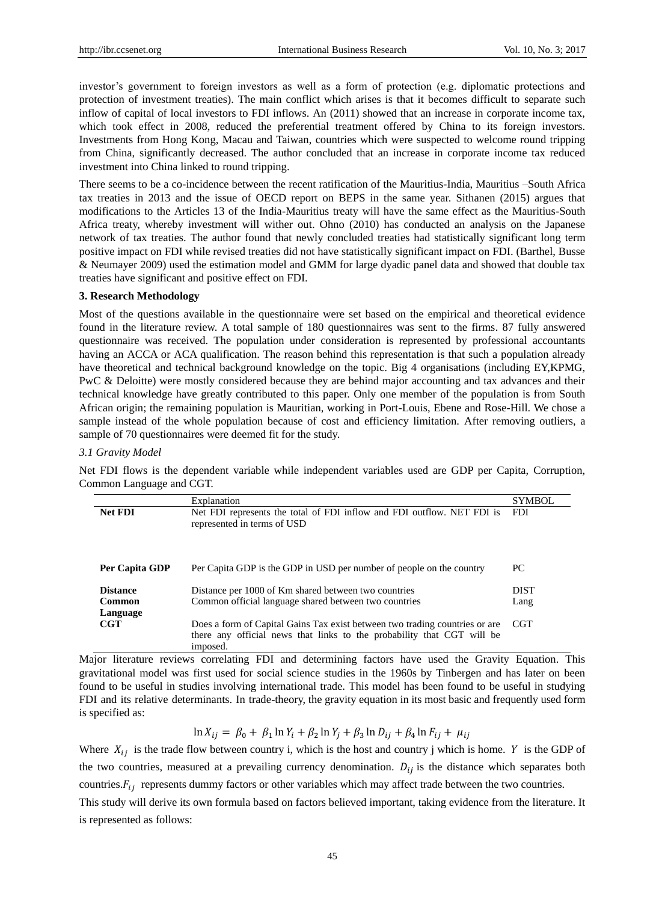investor's government to foreign investors as well as a form of protection (e.g. diplomatic protections and protection of investment treaties). The main conflict which arises is that it becomes difficult to separate such inflow of capital of local investors to FDI inflows. An (2011) showed that an increase in corporate income tax, which took effect in 2008, reduced the preferential treatment offered by China to its foreign investors. Investments from Hong Kong, Macau and Taiwan, countries which were suspected to welcome round tripping from China, significantly decreased. The author concluded that an increase in corporate income tax reduced investment into China linked to round tripping.

There seems to be a co-incidence between the recent ratification of the Mauritius-India, Mauritius –South Africa tax treaties in 2013 and the issue of OECD report on BEPS in the same year. Sithanen (2015) argues that modifications to the Articles 13 of the India-Mauritius treaty will have the same effect as the Mauritius-South Africa treaty, whereby investment will wither out. Ohno (2010) has conducted an analysis on the Japanese network of tax treaties. The author found that newly concluded treaties had statistically significant long term positive impact on FDI while revised treaties did not have statistically significant impact on FDI. (Barthel, Busse & Neumayer 2009) used the estimation model and GMM for large dyadic panel data and showed that double tax treaties have significant and positive effect on FDI.

### 3. Research Methodology

Most of the questions available in the questionnaire were set based on the empirical and theoretical evidence found in the literature review. A total sample of 180 questionnaires was sent to the firms. 87 fully answered questionnaire was received. The population under consideration is represented by professional accountants having an ACCA or ACA qualification. The reason behind this representation is that such a population already have theoretical and technical background knowledge on the topic. Big 4 organisations (including EY,KPMG, PwC & Deloitte) were mostly considered because they are behind major accounting and tax advances and their technical knowledge have greatly contributed to this paper. Only one member of the population is from South African origin; the remaining population is Mauritian, working in Port-Louis, Ebene and Rose-Hill. We chose a sample instead of the whole population because of cost and efficiency limitation. After removing outliers, a sample of 70 questionnaires were deemed fit for the study.

#### *3.1 Gravity Model*

Net FDI flows is the dependent variable while independent variables used are GDP per Capita, Corruption, Common Language and CGT.

| | Explanation | SYMBOL |
|---|---|---|
| **Net FDI** | Net FDI represents the total of FDI inflow and FDI outflow. NET FDI is represented in terms of USD | FDI |
| **Per Capita GDP** | Per Capita GDP is the GDP in USD per number of people on the country | PC |
| **Distance** | Distance per 1000 of Km shared between two countries | DIST |
| **Common Language** | Common official language shared between two countries | Lang |
| **CGT** | Does a form of Capital Gains Tax exist between two trading countries or are there any official news that links to the probability that CGT will be imposed. | CGT |

Major literature reviews correlating FDI and determining factors have used the Gravity Equation. This gravitational model was first used for social science studies in the 1960s by Tinbergen and has later on been found to be useful in studies involving international trade. This model has been found to be useful in studying FDI and its relative determinants. In trade-theory, the gravity equation in its most basic and frequently used form is specified as:

$$\ln X_{ij} = \beta_0 + \beta_1 \ln Y_i + \beta_2 \ln Y_j + \beta_3 \ln D_{ij} + \beta_4 \ln F_{ij} + \mu_{ij}$$

Where $X_{ij}$ is the trade flow between country i, which is the host and country j which is home. $Y$ is the GDP of the two countries, measured at a prevailing currency denomination. $D_{ij}$ is the distance which separates both countries.$F_{ij}$ represents dummy factors or other variables which may affect trade between the two countries.

This study will derive its own formula based on factors believed important, taking evidence from the literature. It is represented as follows: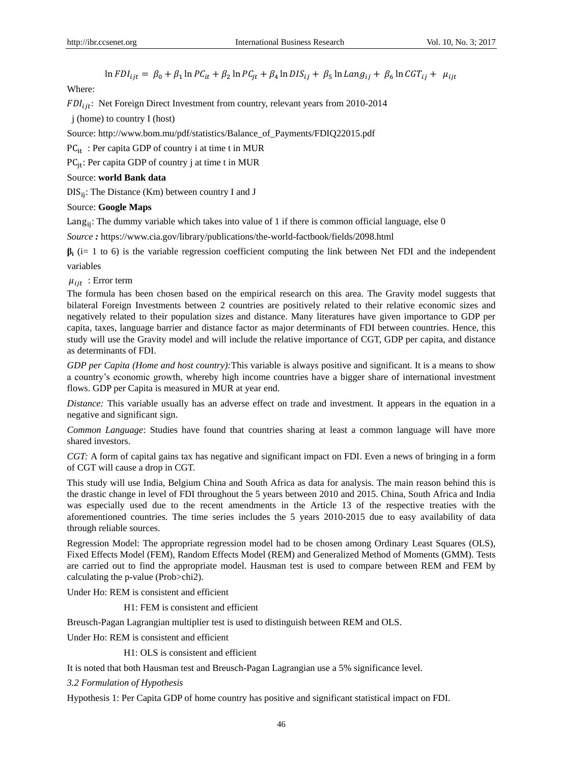$$\ln FDI_{ijt} = \beta_0 + \beta_1 \ln PC_{it} + \beta_2 \ln PC_{jt} + \beta_4 \ln DIS_{ij} + \beta_5 \ln Lang_{ij} + \beta_6 \ln CGT_{ij} + \mu_{ijt}$$

Where:

$FDI_{ijt}$: Net Foreign Direct Investment from country, relevant years from 2010-2014

j (home) to country I (host)

Source: http://www.bom.mu/pdf/statistics/Balance_of_Payments/FDIQ22015.pdf

$PC_{it}$ : Per capita GDP of country i at time t in MUR

$PC_{jt}$: Per capita GDP of country j at time t in MUR

Source: **world Bank data**

$DIS_{ij}$: The Distance (Km) between country I and J

Source: **Google Maps**

$Lang_{ij}$: The dummy variable which takes into value of 1 if there is common official language, else 0

*Source :* https://www.cia.gov/library/publications/the-world-factbook/fields/2098.html

$\boldsymbol{\beta_i}$ (i= 1 to 6) is the variable regression coefficient computing the link between Net FDI and the independent variables

$\mu_{ijt}$ : Error term

The formula has been chosen based on the empirical research on this area. The Gravity model suggests that bilateral Foreign Investments between 2 countries are positively related to their relative economic sizes and negatively related to their population sizes and distance. Many literatures have given importance to GDP per capita, taxes, language barrier and distance factor as major determinants of FDI between countries. Hence, this study will use the Gravity model and will include the relative importance of CGT, GDP per capita, and distance as determinants of FDI.

*GDP per Capita (Home and host country):*This variable is always positive and significant. It is a means to show a country's economic growth, whereby high income countries have a bigger share of international investment flows. GDP per Capita is measured in MUR at year end.

*Distance:* This variable usually has an adverse effect on trade and investment. It appears in the equation in a negative and significant sign.

*Common Language*: Studies have found that countries sharing at least a common language will have more shared investors.

*CGT:* A form of capital gains tax has negative and significant impact on FDI. Even a news of bringing in a form of CGT will cause a drop in CGT.

This study will use India, Belgium China and South Africa as data for analysis. The main reason behind this is the drastic change in level of FDI throughout the 5 years between 2010 and 2015. China, South Africa and India was especially used due to the recent amendments in the Article 13 of the respective treaties with the aforementioned countries. The time series includes the 5 years 2010-2015 due to easy availability of data through reliable sources.

Regression Model: The appropriate regression model had to be chosen among Ordinary Least Squares (OLS), Fixed Effects Model (FEM), Random Effects Model (REM) and Generalized Method of Moments (GMM). Tests are carried out to find the appropriate model. Hausman test is used to compare between REM and FEM by calculating the p-value (Prob>chi2).

Under Ho: REM is consistent and efficient

H1: FEM is consistent and efficient

Breusch-Pagan Lagrangian multiplier test is used to distinguish between REM and OLS.

Under Ho: REM is consistent and efficient

H1: OLS is consistent and efficient

It is noted that both Hausman test and Breusch-Pagan Lagrangian use a 5% significance level.

*3.2 Formulation of Hypothesis*

Hypothesis 1: Per Capita GDP of home country has positive and significant statistical impact on FDI.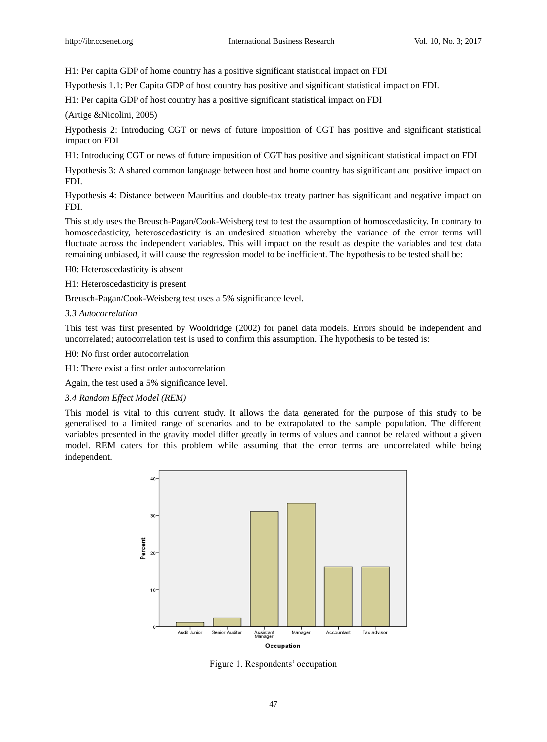H1: Per capita GDP of home country has a positive significant statistical impact on FDI

Hypothesis 1.1: Per Capita GDP of host country has positive and significant statistical impact on FDI.

H1: Per capita GDP of host country has a positive significant statistical impact on FDI

(Artige &Nicolini, 2005)

Hypothesis 2: Introducing CGT or news of future imposition of CGT has positive and significant statistical impact on FDI

H1: Introducing CGT or news of future imposition of CGT has positive and significant statistical impact on FDI

Hypothesis 3: A shared common language between host and home country has significant and positive impact on FDI.

Hypothesis 4: Distance between Mauritius and double-tax treaty partner has significant and negative impact on FDI.

This study uses the Breusch-Pagan/Cook-Weisberg test to test the assumption of homoscedasticity. In contrary to homoscedasticity, heteroscedasticity is an undesired situation whereby the variance of the error terms will fluctuate across the independent variables. This will impact on the result as despite the variables and test data remaining unbiased, it will cause the regression model to be inefficient. The hypothesis to be tested shall be:

H0: Heteroscedasticity is absent

H1: Heteroscedasticity is present

Breusch-Pagan/Cook-Weisberg test uses a 5% significance level.

### *3.3 Autocorrelation*

This test was first presented by Wooldridge (2002) for panel data models. Errors should be independent and uncorrelated; autocorrelation test is used to confirm this assumption. The hypothesis to be tested is:

H0: No first order autocorrelation

H1: There exist a first order autocorrelation

Again, the test used a 5% significance level.

### *3.4 Random Effect Model (REM)*

This model is vital to this current study. It allows the data generated for the purpose of this study to be generalised to a limited range of scenarios and to be extrapolated to the sample population. The different variables presented in the gravity model differ greatly in terms of values and cannot be related without a given model. REM caters for this problem while assuming that the error terms are uncorrelated while being independent.

Percent

40
30
20
10
0

Audit Junior
Senior Auditor
Assistant Manager
Manager
Accountant
Tax advisor

Occupation

Figure 1. Respondents' occupation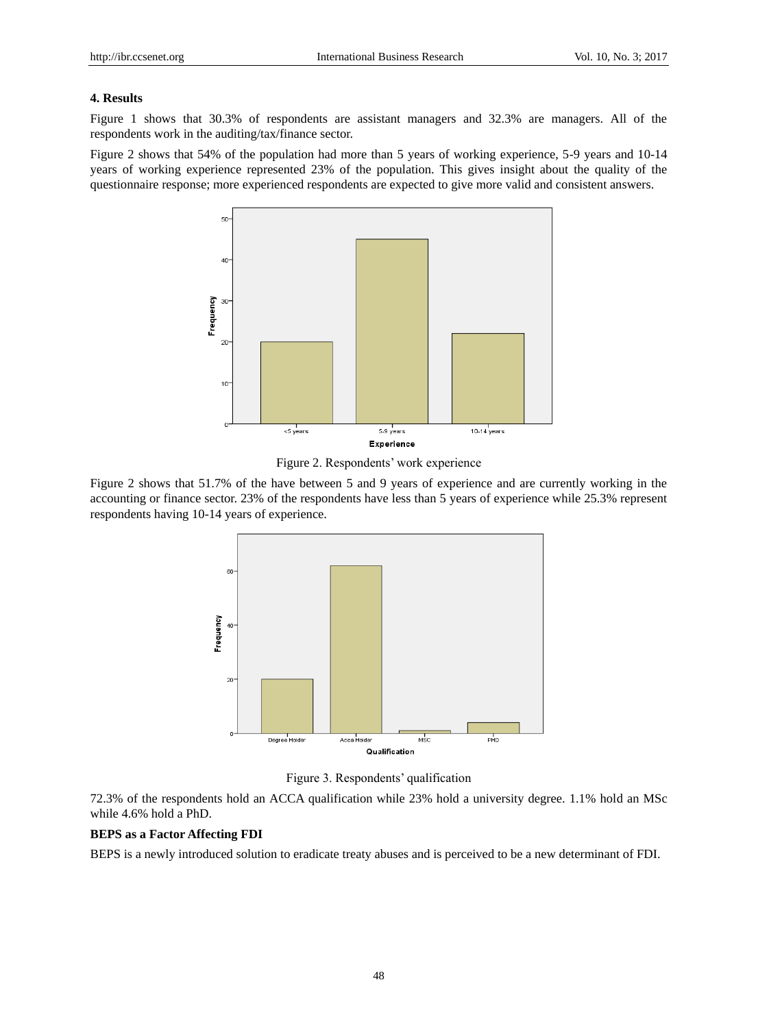## 4. Results

Figure 1 shows that 30.3% of respondents are assistant managers and 32.3% are managers. All of the respondents work in the auditing/tax/finance sector.

Figure 2 shows that 54% of the population had more than 5 years of working experience, 5-9 years and 10-14 years of working experience represented 23% of the population. This gives insight about the quality of the questionnaire response; more experienced respondents are expected to give more valid and consistent answers.

Frequency

50
40
30
20
10
0

<5 years
5-9 years
10-14 years

Experience

Figure 2. Respondents' work experience

Figure 2 shows that 51.7% of the have between 5 and 9 years of experience and are currently working in the accounting or finance sector. 23% of the respondents have less than 5 years of experience while 25.3% represent respondents having 10-14 years of experience.

Frequency

60
40
20
0

Degree Holder
Acca Holder
MSC
PHD

Qualification

Figure 3. Respondents' qualification

72.3% of the respondents hold an ACCA qualification while 23% hold a university degree. 1.1% hold an MSc while 4.6% hold a PhD.

**BEPS as a Factor Affecting FDI**

BEPS is a newly introduced solution to eradicate treaty abuses and is perceived to be a new determinant of FDI.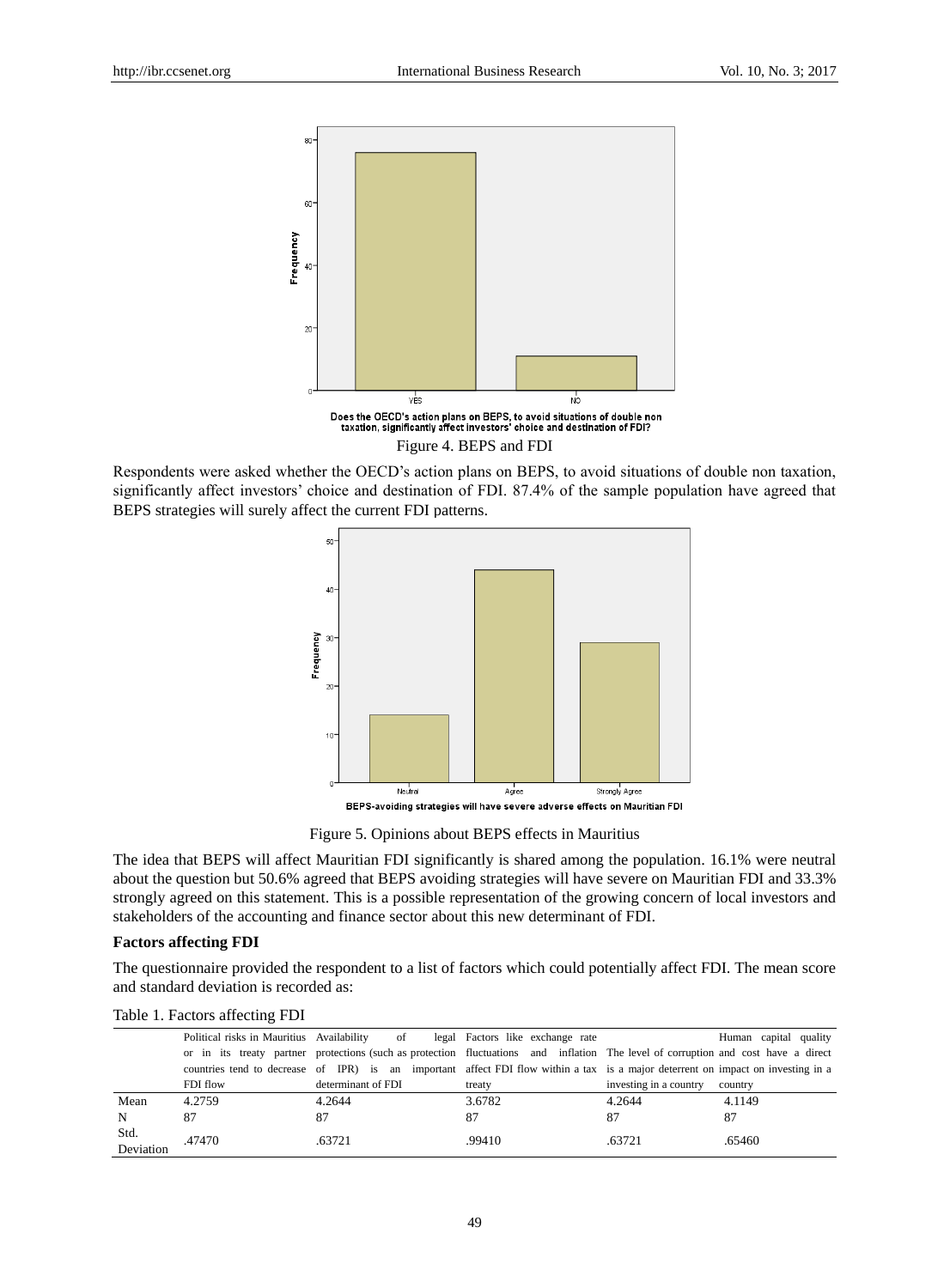80

60

40

20

0

Frequency

YES

NO

Does the OECD's action plans on BEPS, to avoid situations of double non taxation, significantly affect investors' choice and destination of FDI?

Figure 4. BEPS and FDI

Respondents were asked whether the OECD's action plans on BEPS, to avoid situations of double non taxation, significantly affect investors' choice and destination of FDI. 87.4% of the sample population have agreed that BEPS strategies will surely affect the current FDI patterns.

50

40

30

20

10

0

Frequency

Neutral

Agree

Strongly Agree

BEPS-avoiding strategies will have severe adverse effects on Mauritian FDI

Figure 5. Opinions about BEPS effects in Mauritius

The idea that BEPS will affect Mauritian FDI significantly is shared among the population. 16.1% were neutral about the question but 50.6% agreed that BEPS avoiding strategies will have severe on Mauritian FDI and 33.3% strongly agreed on this statement. This is a possible representation of the growing concern of local investors and stakeholders of the accounting and finance sector about this new determinant of FDI.

**Factors affecting FDI**

The questionnaire provided the respondent to a list of factors which could potentially affect FDI. The mean score and standard deviation is recorded as:

Table 1. Factors affecting FDI

| | Political risks in Mauritius or in its treaty partner countries tend to decrease FDI flow | Availability of legal protections (such as protection of IPR) is an important determinant of FDI | Factors like exchange rate fluctuations and inflation affect FDI flow within a tax treaty | The level of corruption is a major deterrent on investing in a country | Human capital quality and cost have a direct impact on investing in a country |
|---|---|---|---|---|---|
| Mean | 4.2759 | 4.2644 | 3.6782 | 4.2644 | 4.1149 |
| N | 87 | 87 | 87 | 87 | 87 |
| Std. Deviation | .47470 | .63721 | .99410 | .63721 | .65460 |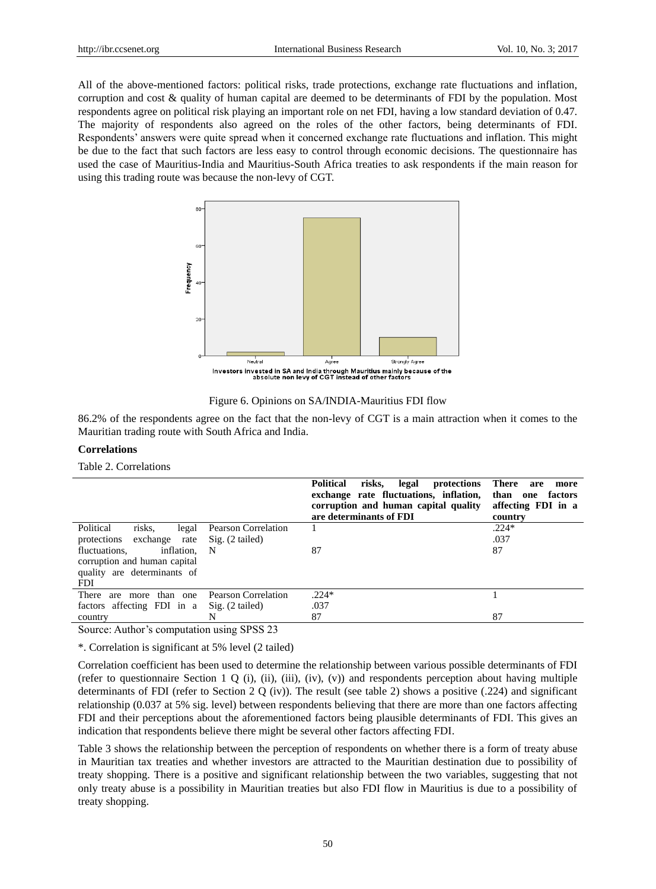All of the above-mentioned factors: political risks, trade protections, exchange rate fluctuations and inflation, corruption and cost & quality of human capital are deemed to be determinants of FDI by the population. Most respondents agree on political risk playing an important role on net FDI, having a low standard deviation of 0.47. The majority of respondents also agreed on the roles of the other factors, being determinants of FDI. Respondents' answers were quite spread when it concerned exchange rate fluctuations and inflation. This might be due to the fact that such factors are less easy to control through economic decisions. The questionnaire has used the case of Mauritius-India and Mauritius-South Africa treaties to ask respondents if the main reason for using this trading route was because the non-levy of CGT.

80
60
40
20
0
Frequency
Neutral
Agree
Strongly Agree
Investors invested in SA and India through Mauritius mainly because of the absolute non levy of CGT instead of other factors

Figure 6. Opinions on SA/INDIA-Mauritius FDI flow

86.2% of the respondents agree on the fact that the non-levy of CGT is a main attraction when it comes to the Mauritian trading route with South Africa and India.

**Correlations**

Table 2. Correlations

| | | Political risks, legal protections exchange rate fluctuations, inflation, corruption and human capital quality are determinants of FDI | There are more than one factors affecting FDI in a country |
|---|---|---|---|
| Political risks, legal protections exchange rate fluctuations, inflation, corruption and human capital quality are determinants of FDI | Pearson Correlation | 1 | .224* |
| | Sig. (2 tailed) | | .037 |
| | N | 87 | 87 |
| There are more than one factors affecting FDI in a country | Pearson Correlation | .224* | 1 |
| | Sig. (2 tailed) | .037 | |
| | N | 87 | 87 |

Source: Author's computation using SPSS 23

*. Correlation is significant at 5% level (2 tailed)

Correlation coefficient has been used to determine the relationship between various possible determinants of FDI (refer to questionnaire Section 1 Q (i), (ii), (iii), (iv), (v)) and respondents perception about having multiple determinants of FDI (refer to Section 2 Q (iv)). The result (see table 2) shows a positive (.224) and significant relationship (0.037 at 5% sig. level) between respondents believing that there are more than one factors affecting FDI and their perceptions about the aforementioned factors being plausible determinants of FDI. This gives an indication that respondents believe there might be several other factors affecting FDI.

Table 3 shows the relationship between the perception of respondents on whether there is a form of treaty abuse in Mauritian tax treaties and whether investors are attracted to the Mauritian destination due to possibility of treaty shopping. There is a positive and significant relationship between the two variables, suggesting that not only treaty abuse is a possibility in Mauritian treaties but also FDI flow in Mauritius is due to a possibility of treaty shopping.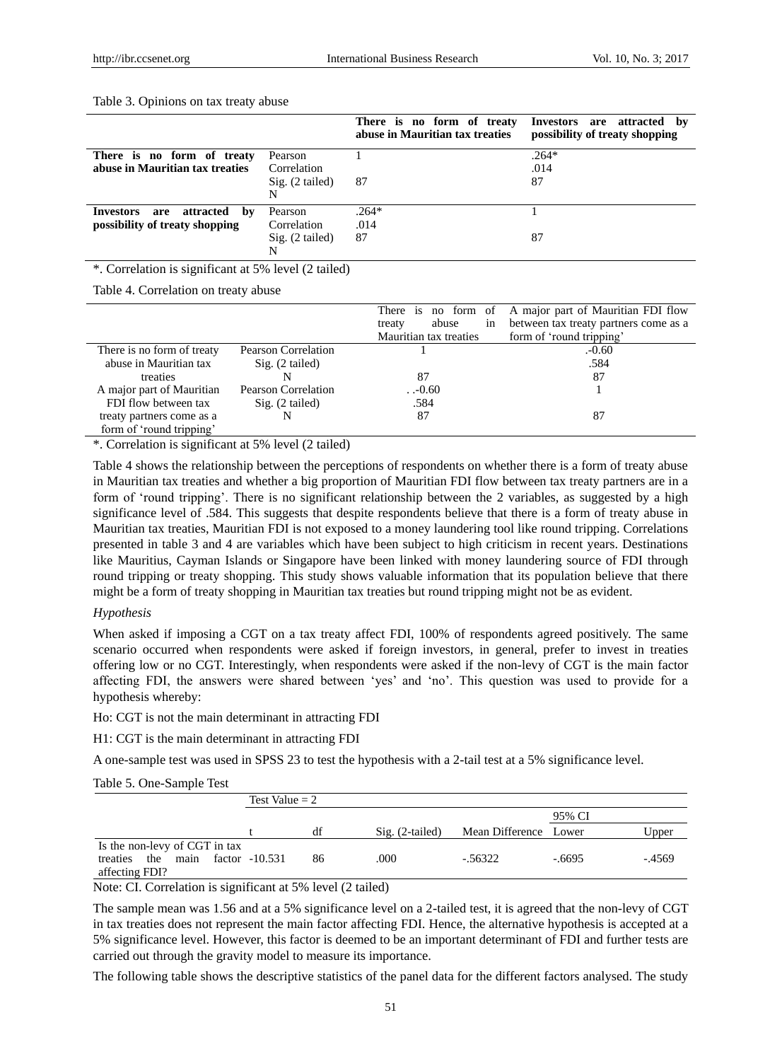Table 3. Opinions on tax treaty abuse

| | | There is no form of treaty abuse in Mauritian tax treaties | Investors are attracted by possibility of treaty shopping |
|---|---|---|---|
| **There is no form of treaty abuse in Mauritian tax treaties** | Pearson Correlation | 1 | .264* |
| | Sig. (2 tailed) | | .014 |
| | N | 87 | 87 |
| **Investors are attracted by possibility of treaty shopping** | Pearson Correlation | .264* | 1 |
| | Sig. (2 tailed) | .014 | |
| | N | 87 | 87 |

*. Correlation is significant at 5% level (2 tailed)

Table 4. Correlation on treaty abuse

| | | There is no form of treaty abuse in Mauritian tax treaties | A major part of Mauritian FDI flow between tax treaty partners come as a form of 'round tripping' |
|---|---|---|---|
| There is no form of treaty abuse in Mauritian tax treaties | Pearson Correlation | 1 | .-0.60 |
| | Sig. (2 tailed) | | .584 |
| | N | 87 | 87 |
| A major part of Mauritian FDI flow between tax treaty partners come as a form of 'round tripping' | Pearson Correlation | . .-0.60 | 1 |
| | Sig. (2 tailed) | .584 | |
| | N | 87 | 87 |

*. Correlation is significant at 5% level (2 tailed)

Table 4 shows the relationship between the perceptions of respondents on whether there is a form of treaty abuse in Mauritian tax treaties and whether a big proportion of Mauritian FDI flow between tax treaty partners are in a form of 'round tripping'. There is no significant relationship between the 2 variables, as suggested by a high significance level of .584. This suggests that despite respondents believe that there is a form of treaty abuse in Mauritian tax treaties, Mauritian FDI is not exposed to a money laundering tool like round tripping. Correlations presented in table 3 and 4 are variables which have been subject to high criticism in recent years. Destinations like Mauritius, Cayman Islands or Singapore have been linked with money laundering source of FDI through round tripping or treaty shopping. This study shows valuable information that its population believe that there might be a form of treaty shopping in Mauritian tax treaties but round tripping might not be as evident.

*Hypothesis*

When asked if imposing a CGT on a tax treaty affect FDI, 100% of respondents agreed positively. The same scenario occurred when respondents were asked if foreign investors, in general, prefer to invest in treaties offering low or no CGT. Interestingly, when respondents were asked if the non-levy of CGT is the main factor affecting FDI, the answers were shared between 'yes' and 'no'. This question was used to provide for a hypothesis whereby:

Ho: CGT is not the main determinant in attracting FDI

H1: CGT is the main determinant in attracting FDI

A one-sample test was used in SPSS 23 to test the hypothesis with a 2-tail test at a 5% significance level.

Table 5. One-Sample Test

| | Test Value = 2 | | | | | |
|---|---|---|---|---|---|---|
| | | | | | 95% CI | |
| | t | df | Sig. (2-tailed) | Mean Difference | Lower | Upper |
| Is the non-levy of CGT in tax treaties the main factor affecting FDI? | -10.531 | 86 | .000 | -.56322 | -.6695 | -.4569 |

Note: CI. Correlation is significant at 5% level (2 tailed)

The sample mean was 1.56 and at a 5% significance level on a 2-tailed test, it is agreed that the non-levy of CGT in tax treaties does not represent the main factor affecting FDI. Hence, the alternative hypothesis is accepted at a 5% significance level. However, this factor is deemed to be an important determinant of FDI and further tests are carried out through the gravity model to measure its importance.

The following table shows the descriptive statistics of the panel data for the different factors analysed. The study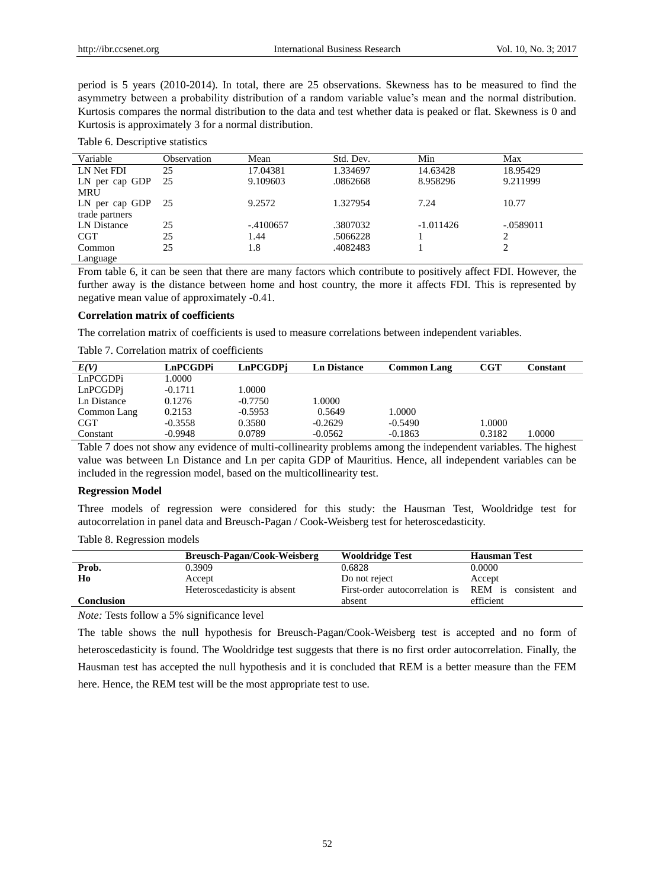period is 5 years (2010-2014). In total, there are 25 observations. Skewness has to be measured to find the asymmetry between a probability distribution of a random variable value's mean and the normal distribution. Kurtosis compares the normal distribution to the data and test whether data is peaked or flat. Skewness is 0 and Kurtosis is approximately 3 for a normal distribution.

Table 6. Descriptive statistics

| Variable | Observation | Mean | Std. Dev. | Min | Max |
|---|---|---|---|---|---|
| LN Net FDI | 25 | 17.04381 | 1.334697 | 14.63428 | 18.95429 |
| LN per cap GDP MRU | 25 | 9.109603 | .0862668 | 8.958296 | 9.211999 |
| LN per cap GDP trade partners | 25 | 9.2572 | 1.327954 | 7.24 | 10.77 |
| LN Distance | 25 | -.4100657 | .3807032 | -1.011426 | -.0589011 |
| CGT | 25 | 1.44 | .5066228 | 1 | 2 |
| Common Language | 25 | 1.8 | .4082483 | 1 | 2 |

From table 6, it can be seen that there are many factors which contribute to positively affect FDI. However, the further away is the distance between home and host country, the more it affects FDI. This is represented by negative mean value of approximately -0.41.

**Correlation matrix of coefficients**

The correlation matrix of coefficients is used to measure correlations between independent variables.

Table 7. Correlation matrix of coefficients

| *E(V)* | **LnPCGDPi** | **LnPCGDPj** | **Ln Distance** | **Common Lang** | **CGT** | **Constant** |
|---|---|---|---|---|---|---|
| LnPCGDPi | 1.0000 | | | | | |
| LnPCGDPj | -0.1711 | 1.0000 | | | | |
| Ln Distance | 0.1276 | -0.7750 | 1.0000 | | | |
| Common Lang | 0.2153 | -0.5953 | 0.5649 | 1.0000 | | |
| CGT | -0.3558 | 0.3580 | -0.2629 | -0.5490 | 1.0000 | |
| Constant | -0.9948 | 0.0789 | -0.0562 | -0.1863 | 0.3182 | 1.0000 |

Table 7 does not show any evidence of multi-collinearity problems among the independent variables. The highest value was between Ln Distance and Ln per capita GDP of Mauritius. Hence, all independent variables can be included in the regression model, based on the multicollinearity test.

**Regression Model**

Three models of regression were considered for this study: the Hausman Test, Wooldridge test for autocorrelation in panel data and Breusch-Pagan / Cook-Weisberg test for heteroscedasticity.

Table 8. Regression models

| | **Breusch-Pagan/Cook-Weisberg** | **Wooldridge Test** | **Hausman Test** |
|---|---|---|---|
| **Prob.** | 0.3909 | 0.6828 | 0.0000 |
| **Ho** | Accept | Do not reject | Accept |
| **Conclusion** | Heteroscedasticity is absent | First-order autocorrelation is absent | REM is consistent and efficient |

*Note:* Tests follow a 5% significance level

The table shows the null hypothesis for Breusch-Pagan/Cook-Weisberg test is accepted and no form of heteroscedasticity is found. The Wooldridge test suggests that there is no first order autocorrelation. Finally, the Hausman test has accepted the null hypothesis and it is concluded that REM is a better measure than the FEM here. Hence, the REM test will be the most appropriate test to use.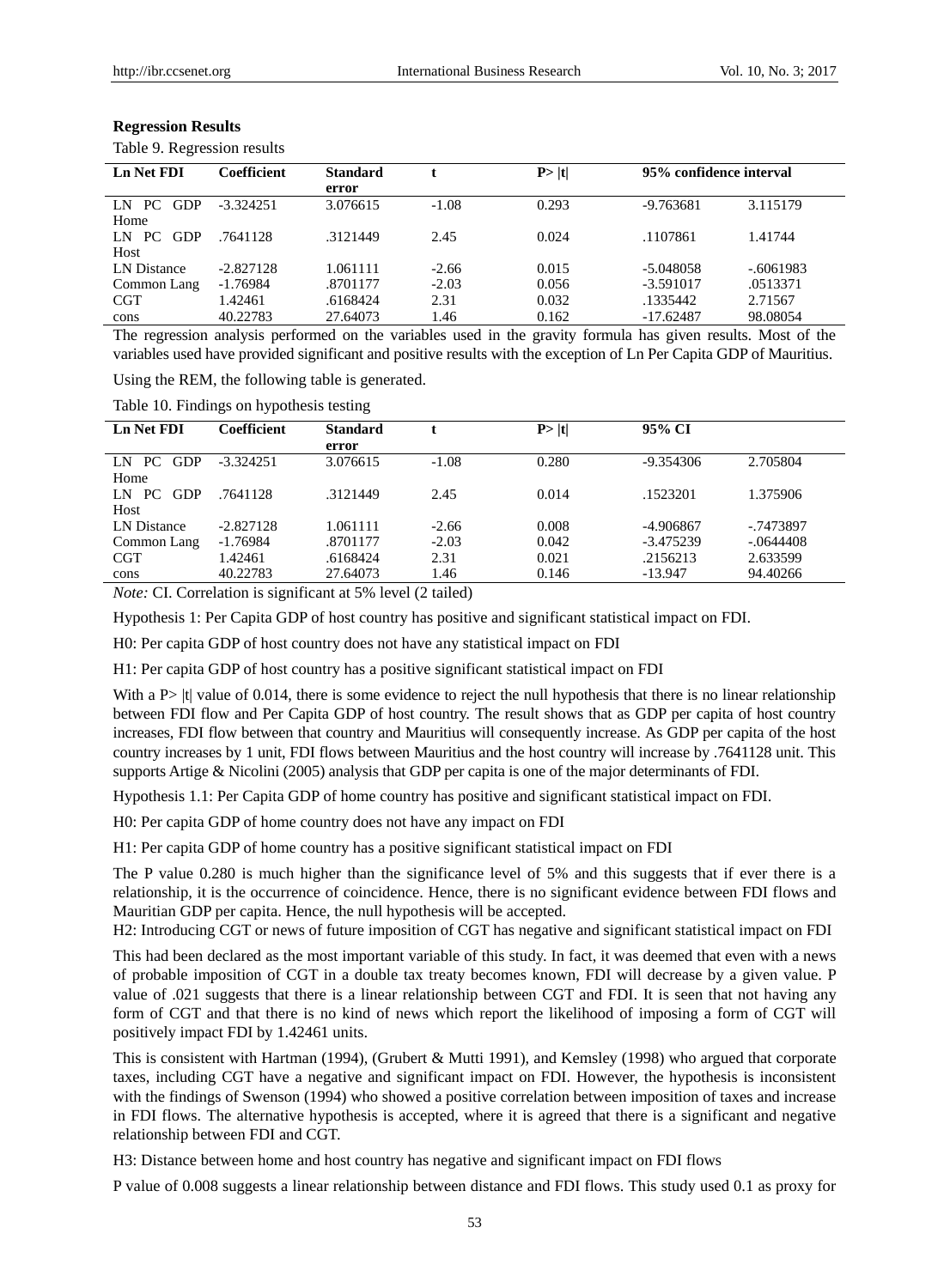**Regression Results**

Table 9. Regression results

| Ln Net FDI | Coefficient | Standard error | t | P> \|t\| | 95% confidence interval | |
|---|---|---|---|---|---|---|
| LN PC GDP Home | -3.324251 | 3.076615 | -1.08 | 0.293 | -9.763681 | 3.115179 |
| LN PC GDP Host | .7641128 | .3121449 | 2.45 | 0.024 | .1107861 | 1.41744 |
| LN Distance | -2.827128 | 1.061111 | -2.66 | 0.015 | -5.048058 | -.6061983 |
| Common Lang | -1.76984 | .8701177 | -2.03 | 0.056 | -3.591017 | .0513371 |
| CGT | 1.42461 | .6168424 | 2.31 | 0.032 | .1335442 | 2.71567 |
| cons | 40.22783 | 27.64073 | 1.46 | 0.162 | -17.62487 | 98.08054 |

The regression analysis performed on the variables used in the gravity formula has given results. Most of the variables used have provided significant and positive results with the exception of Ln Per Capita GDP of Mauritius.

Using the REM, the following table is generated.

Table 10. Findings on hypothesis testing

| Ln Net FDI | Coefficient | Standard error | t | P> \|t\| | 95% CI | |
|---|---|---|---|---|---|---|
| LN PC GDP Home | -3.324251 | 3.076615 | -1.08 | 0.280 | -9.354306 | 2.705804 |
| LN PC GDP Host | .7641128 | .3121449 | 2.45 | 0.014 | .1523201 | 1.375906 |
| LN Distance | -2.827128 | 1.061111 | -2.66 | 0.008 | -4.906867 | -.7473897 |
| Common Lang | -1.76984 | .8701177 | -2.03 | 0.042 | -3.475239 | -.0644408 |
| CGT | 1.42461 | .6168424 | 2.31 | 0.021 | .2156213 | 2.633599 |
| cons | 40.22783 | 27.64073 | 1.46 | 0.146 | -13.947 | 94.40266 |

*Note:* CI. Correlation is significant at 5% level (2 tailed)

Hypothesis 1: Per Capita GDP of host country has positive and significant statistical impact on FDI.

H0: Per capita GDP of host country does not have any statistical impact on FDI

H1: Per capita GDP of host country has a positive significant statistical impact on FDI

With a P> |t| value of 0.014, there is some evidence to reject the null hypothesis that there is no linear relationship between FDI flow and Per Capita GDP of host country. The result shows that as GDP per capita of host country increases, FDI flow between that country and Mauritius will consequently increase. As GDP per capita of the host country increases by 1 unit, FDI flows between Mauritius and the host country will increase by .7641128 unit. This supports Artige & Nicolini (2005) analysis that GDP per capita is one of the major determinants of FDI.

Hypothesis 1.1: Per Capita GDP of home country has positive and significant statistical impact on FDI.

H0: Per capita GDP of home country does not have any impact on FDI

H1: Per capita GDP of home country has a positive significant statistical impact on FDI

The P value 0.280 is much higher than the significance level of 5% and this suggests that if ever there is a relationship, it is the occurrence of coincidence. Hence, there is no significant evidence between FDI flows and Mauritian GDP per capita. Hence, the null hypothesis will be accepted.

H2: Introducing CGT or news of future imposition of CGT has negative and significant statistical impact on FDI

This had been declared as the most important variable of this study. In fact, it was deemed that even with a news of probable imposition of CGT in a double tax treaty becomes known, FDI will decrease by a given value. P value of .021 suggests that there is a linear relationship between CGT and FDI. It is seen that not having any form of CGT and that there is no kind of news which report the likelihood of imposing a form of CGT will positively impact FDI by 1.42461 units.

This is consistent with Hartman (1994), (Grubert & Mutti 1991), and Kemsley (1998) who argued that corporate taxes, including CGT have a negative and significant impact on FDI. However, the hypothesis is inconsistent with the findings of Swenson (1994) who showed a positive correlation between imposition of taxes and increase in FDI flows. The alternative hypothesis is accepted, where it is agreed that there is a significant and negative relationship between FDI and CGT.

H3: Distance between home and host country has negative and significant impact on FDI flows

P value of 0.008 suggests a linear relationship between distance and FDI flows. This study used 0.1 as proxy for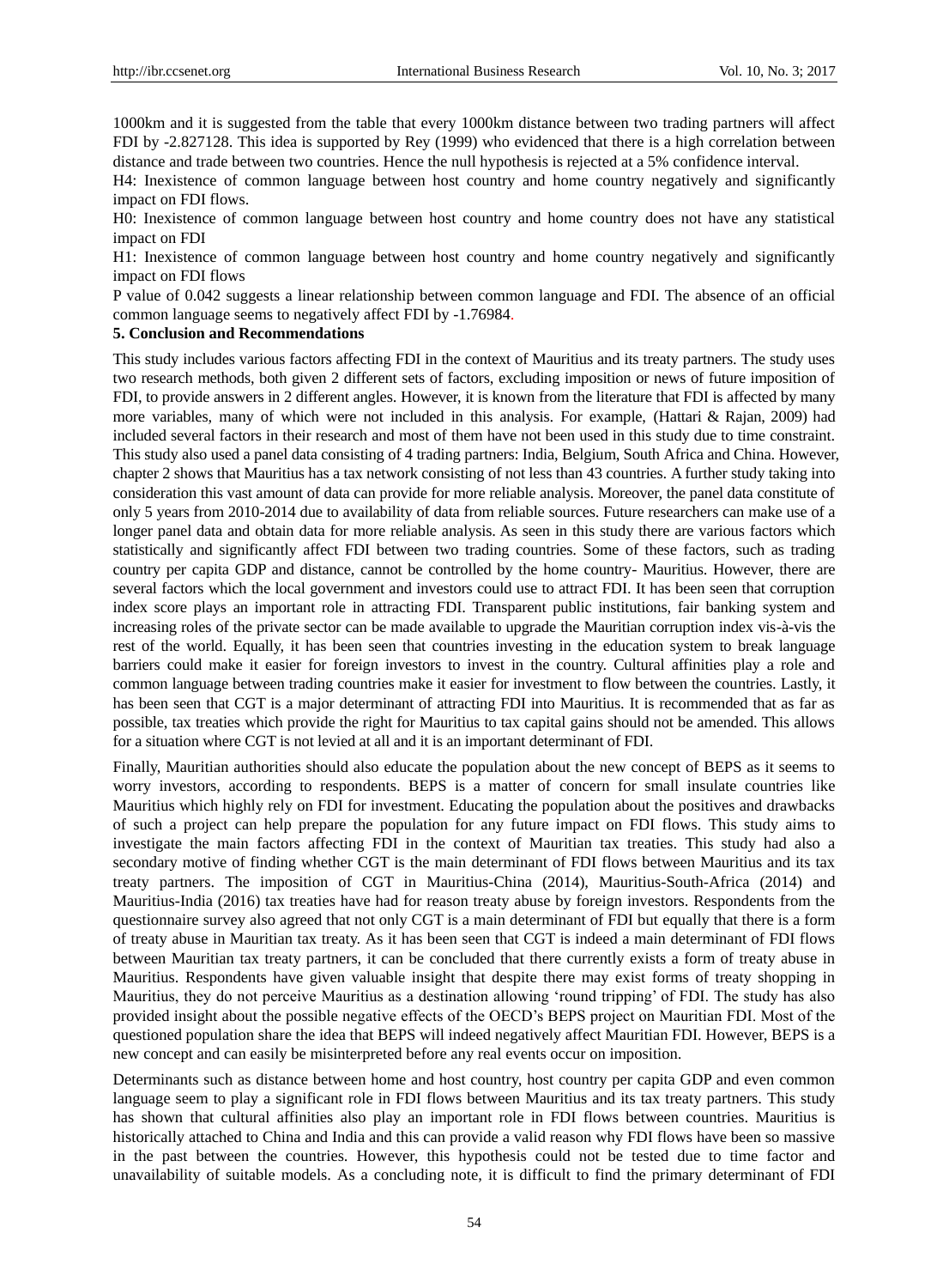1000km and it is suggested from the table that every 1000km distance between two trading partners will affect FDI by -2.827128. This idea is supported by Rey (1999) who evidenced that there is a high correlation between distance and trade between two countries. Hence the null hypothesis is rejected at a 5% confidence interval.

H4: Inexistence of common language between host country and home country negatively and significantly impact on FDI flows.

H0: Inexistence of common language between host country and home country does not have any statistical impact on FDI

H1: Inexistence of common language between host country and home country negatively and significantly impact on FDI flows

P value of 0.042 suggests a linear relationship between common language and FDI. The absence of an official common language seems to negatively affect FDI by -1.76984.

## 5. Conclusion and Recommendations

This study includes various factors affecting FDI in the context of Mauritius and its treaty partners. The study uses two research methods, both given 2 different sets of factors, excluding imposition or news of future imposition of FDI, to provide answers in 2 different angles. However, it is known from the literature that FDI is affected by many more variables, many of which were not included in this analysis. For example, (Hattari & Rajan, 2009) had included several factors in their research and most of them have not been used in this study due to time constraint. This study also used a panel data consisting of 4 trading partners: India, Belgium, South Africa and China. However, chapter 2 shows that Mauritius has a tax network consisting of not less than 43 countries. A further study taking into consideration this vast amount of data can provide for more reliable analysis. Moreover, the panel data constitute of only 5 years from 2010-2014 due to availability of data from reliable sources. Future researchers can make use of a longer panel data and obtain data for more reliable analysis. As seen in this study there are various factors which statistically and significantly affect FDI between two trading countries. Some of these factors, such as trading country per capita GDP and distance, cannot be controlled by the home country- Mauritius. However, there are several factors which the local government and investors could use to attract FDI. It has been seen that corruption index score plays an important role in attracting FDI. Transparent public institutions, fair banking system and increasing roles of the private sector can be made available to upgrade the Mauritian corruption index vis-à-vis the rest of the world. Equally, it has been seen that countries investing in the education system to break language barriers could make it easier for foreign investors to invest in the country. Cultural affinities play a role and common language between trading countries make it easier for investment to flow between the countries. Lastly, it has been seen that CGT is a major determinant of attracting FDI into Mauritius. It is recommended that as far as possible, tax treaties which provide the right for Mauritius to tax capital gains should not be amended. This allows for a situation where CGT is not levied at all and it is an important determinant of FDI.

Finally, Mauritian authorities should also educate the population about the new concept of BEPS as it seems to worry investors, according to respondents. BEPS is a matter of concern for small insulate countries like Mauritius which highly rely on FDI for investment. Educating the population about the positives and drawbacks of such a project can help prepare the population for any future impact on FDI flows. This study aims to investigate the main factors affecting FDI in the context of Mauritian tax treaties. This study had also a secondary motive of finding whether CGT is the main determinant of FDI flows between Mauritius and its tax treaty partners. The imposition of CGT in Mauritius-China (2014), Mauritius-South-Africa (2014) and Mauritius-India (2016) tax treaties have had for reason treaty abuse by foreign investors. Respondents from the questionnaire survey also agreed that not only CGT is a main determinant of FDI but equally that there is a form of treaty abuse in Mauritian tax treaty. As it has been seen that CGT is indeed a main determinant of FDI flows between Mauritian tax treaty partners, it can be concluded that there currently exists a form of treaty abuse in Mauritius. Respondents have given valuable insight that despite there may exist forms of treaty shopping in Mauritius, they do not perceive Mauritius as a destination allowing 'round tripping' of FDI. The study has also provided insight about the possible negative effects of the OECD's BEPS project on Mauritian FDI. Most of the questioned population share the idea that BEPS will indeed negatively affect Mauritian FDI. However, BEPS is a new concept and can easily be misinterpreted before any real events occur on imposition.

Determinants such as distance between home and host country, host country per capita GDP and even common language seem to play a significant role in FDI flows between Mauritius and its tax treaty partners. This study has shown that cultural affinities also play an important role in FDI flows between countries. Mauritius is historically attached to China and India and this can provide a valid reason why FDI flows have been so massive in the past between the countries. However, this hypothesis could not be tested due to time factor and unavailability of suitable models. As a concluding note, it is difficult to find the primary determinant of FDI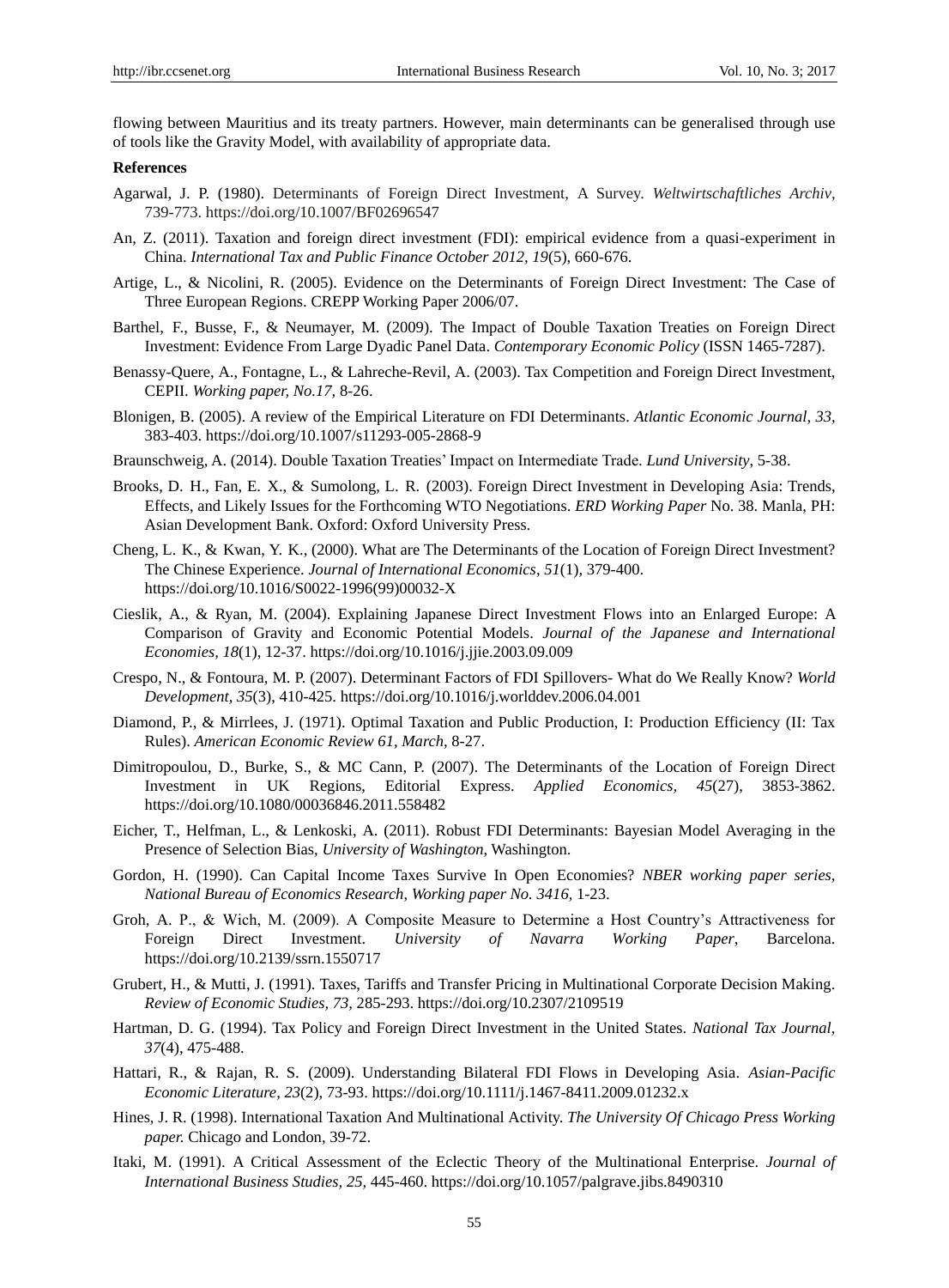flowing between Mauritius and its treaty partners. However, main determinants can be generalised through use of tools like the Gravity Model, with availability of appropriate data.

**References**

Agarwal, J. P. (1980). Determinants of Foreign Direct Investment, A Survey. *Weltwirtschaftliches Archiv*, 739-773. https://doi.org/10.1007/BF02696547

An, Z. (2011). Taxation and foreign direct investment (FDI): empirical evidence from a quasi-experiment in China. *International Tax and Public Finance October 2012, 19*(5), 660-676.

Artige, L., & Nicolini, R. (2005). Evidence on the Determinants of Foreign Direct Investment: The Case of Three European Regions. CREPP Working Paper 2006/07.

Barthel, F., Busse, F., & Neumayer, M. (2009). The Impact of Double Taxation Treaties on Foreign Direct Investment: Evidence From Large Dyadic Panel Data. *Contemporary Economic Policy* (ISSN 1465-7287).

Benassy-Quere, A., Fontagne, L., & Lahreche-Revil, A. (2003). Tax Competition and Foreign Direct Investment, CEPII. *Working paper, No.17,* 8-26.

Blonigen, B. (2005). A review of the Empirical Literature on FDI Determinants. *Atlantic Economic Journal, 33*, 383-403. https://doi.org/10.1007/s11293-005-2868-9

Braunschweig, A. (2014). Double Taxation Treaties' Impact on Intermediate Trade. *Lund University*, 5-38.

Brooks, D. H., Fan, E. X., & Sumolong, L. R. (2003). Foreign Direct Investment in Developing Asia: Trends, Effects, and Likely Issues for the Forthcoming WTO Negotiations. *ERD Working Paper* No. 38. Manla, PH: Asian Development Bank. Oxford: Oxford University Press.

Cheng, L. K., & Kwan, Y. K., (2000). What are The Determinants of the Location of Foreign Direct Investment? The Chinese Experience. *Journal of International Economics, 51*(1), 379-400. https://doi.org/10.1016/S0022-1996(99)00032-X

Cieslik, A., & Ryan, M. (2004). Explaining Japanese Direct Investment Flows into an Enlarged Europe: A Comparison of Gravity and Economic Potential Models. *Journal of the Japanese and International Economies, 18*(1), 12-37. https://doi.org/10.1016/j.jjie.2003.09.009

Crespo, N., & Fontoura, M. P. (2007). Determinant Factors of FDI Spillovers- What do We Really Know? *World Development, 35*(3), 410-425. https://doi.org/10.1016/j.worlddev.2006.04.001

Diamond, P., & Mirrlees, J. (1971). Optimal Taxation and Public Production, I: Production Efficiency (II: Tax Rules). *American Economic Review 61, March,* 8-27.

Dimitropoulou, D., Burke, S., & MC Cann, P. (2007). The Determinants of the Location of Foreign Direct Investment in UK Regions, Editorial Express. *Applied Economics, 45*(27), 3853-3862. https://doi.org/10.1080/00036846.2011.558482

Eicher, T., Helfman, L., & Lenkoski, A. (2011). Robust FDI Determinants: Bayesian Model Averaging in the Presence of Selection Bias, *University of Washington*, Washington.

Gordon, H. (1990). Can Capital Income Taxes Survive In Open Economies? *NBER working paper series, National Bureau of Economics Research, Working paper No. 3416,* 1-23.

Groh, A. P., & Wich, M. (2009). A Composite Measure to Determine a Host Country's Attractiveness for Foreign Direct Investment. *University of Navarra Working Paper,* Barcelona. https://doi.org/10.2139/ssrn.1550717

Grubert, H., & Mutti, J. (1991). Taxes, Tariffs and Transfer Pricing in Multinational Corporate Decision Making. *Review of Economic Studies, 73,* 285-293. https://doi.org/10.2307/2109519

Hartman, D. G. (1994). Tax Policy and Foreign Direct Investment in the United States. *National Tax Journal, 37*(4), 475-488.

Hattari, R., & Rajan, R. S. (2009). Understanding Bilateral FDI Flows in Developing Asia. *Asian-Pacific Economic Literature, 23*(2), 73-93. https://doi.org/10.1111/j.1467-8411.2009.01232.x

Hines, J. R. (1998). International Taxation And Multinational Activity. *The University Of Chicago Press Working paper.* Chicago and London, 39-72.

Itaki, M. (1991). A Critical Assessment of the Eclectic Theory of the Multinational Enterprise. *Journal of International Business Studies, 25,* 445-460. https://doi.org/10.1057/palgrave.jibs.8490310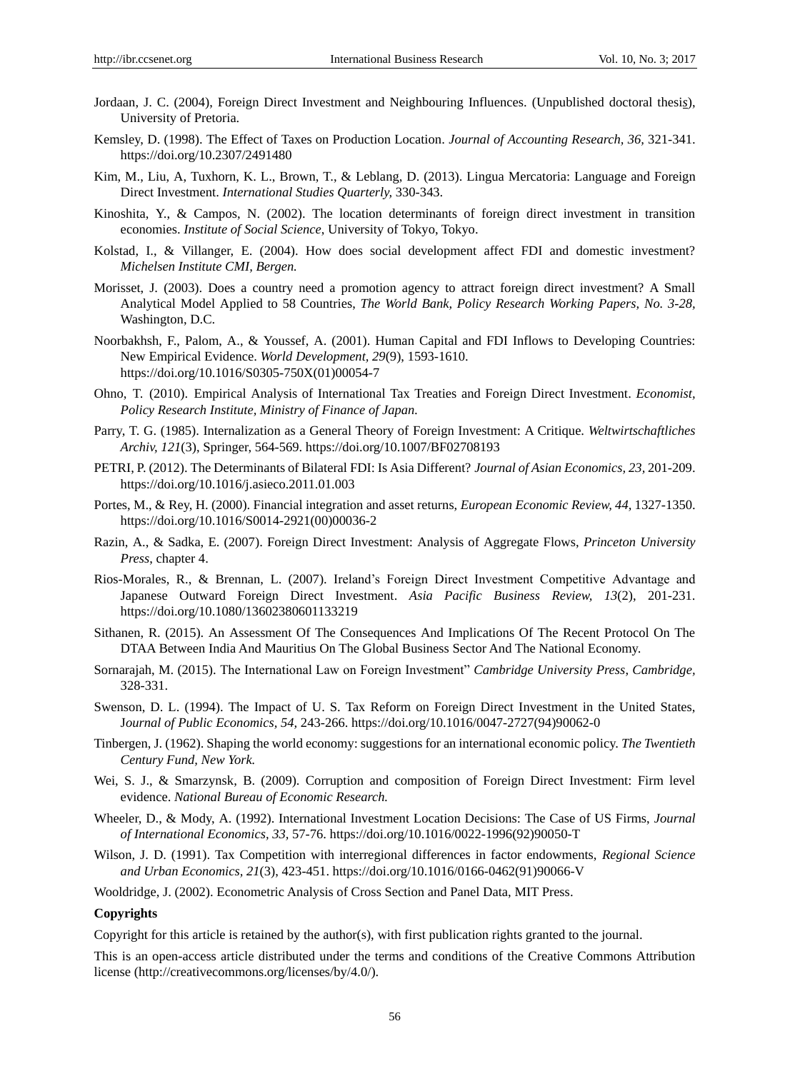Jordaan, J. C. (2004), Foreign Direct Investment and Neighbouring Influences. (Unpublished doctoral thesis), University of Pretoria.

Kemsley, D. (1998). The Effect of Taxes on Production Location. *Journal of Accounting Research, 36,* 321-341. https://doi.org/10.2307/2491480

Kim, M., Liu, A, Tuxhorn, K. L., Brown, T., & Leblang, D. (2013). Lingua Mercatoria: Language and Foreign Direct Investment. *International Studies Quarterly,* 330-343.

Kinoshita, Y., & Campos, N. (2002). The location determinants of foreign direct investment in transition economies. *Institute of Social Science*, University of Tokyo, Tokyo.

Kolstad, I., & Villanger, E. (2004). How does social development affect FDI and domestic investment? *Michelsen Institute CMI, Bergen.*

Morisset, J. (2003). Does a country need a promotion agency to attract foreign direct investment? A Small Analytical Model Applied to 58 Countries, *The World Bank, Policy Research Working Papers, No. 3-28,* Washington, D.C.

Noorbakhsh, F., Palom, A., & Youssef, A. (2001). Human Capital and FDI Inflows to Developing Countries: New Empirical Evidence. *World Development, 29*(9), 1593-1610. https://doi.org/10.1016/S0305-750X(01)00054-7

Ohno, T. (2010). Empirical Analysis of International Tax Treaties and Foreign Direct Investment. *Economist, Policy Research Institute, Ministry of Finance of Japan.*

Parry, T. G. (1985). Internalization as a General Theory of Foreign Investment: A Critique. *Weltwirtschaftliches Archiv, 121*(3), Springer, 564-569. https://doi.org/10.1007/BF02708193

PETRI, P. (2012). The Determinants of Bilateral FDI: Is Asia Different? *Journal of Asian Economics, 23,* 201-209. https://doi.org/10.1016/j.asieco.2011.01.003

Portes, M., & Rey, H. (2000). Financial integration and asset returns, *European Economic Review, 44*, 1327-1350. https://doi.org/10.1016/S0014-2921(00)00036-2

Razin, A., & Sadka, E. (2007). Foreign Direct Investment: Analysis of Aggregate Flows, *Princeton University Press,* chapter 4.

Rios-Morales, R., & Brennan, L. (2007). Ireland's Foreign Direct Investment Competitive Advantage and Japanese Outward Foreign Direct Investment. *Asia Pacific Business Review, 13*(2), 201-231. https://doi.org/10.1080/13602380601133219

Sithanen, R. (2015). An Assessment Of The Consequences And Implications Of The Recent Protocol On The DTAA Between India And Mauritius On The Global Business Sector And The National Economy.

Sornarajah, M. (2015). The International Law on Foreign Investment" *Cambridge University Press, Cambridge,* 328-331.

Swenson, D. L. (1994). The Impact of U. S. Tax Reform on Foreign Direct Investment in the United States, J*ournal of Public Economics, 54,* 243-266. https://doi.org/10.1016/0047-2727(94)90062-0

Tinbergen, J. (1962). Shaping the world economy: suggestions for an international economic policy. *The Twentieth Century Fund, New York.*

Wei, S. J., & Smarzynsk, B. (2009). Corruption and composition of Foreign Direct Investment: Firm level evidence. *National Bureau of Economic Research.*

Wheeler, D., & Mody, A. (1992). International Investment Location Decisions: The Case of US Firms, *Journal of International Economics, 33,* 57-76. https://doi.org/10.1016/0022-1996(92)90050-T

Wilson, J. D. (1991). Tax Competition with interregional differences in factor endowments, *Regional Science and Urban Economics, 21*(3), 423-451. https://doi.org/10.1016/0166-0462(91)90066-V

Wooldridge, J. (2002). Econometric Analysis of Cross Section and Panel Data, MIT Press.

**Copyrights**

Copyright for this article is retained by the author(s), with first publication rights granted to the journal.

This is an open-access article distributed under the terms and conditions of the Creative Commons Attribution license (http://creativecommons.org/licenses/by/4.0/).